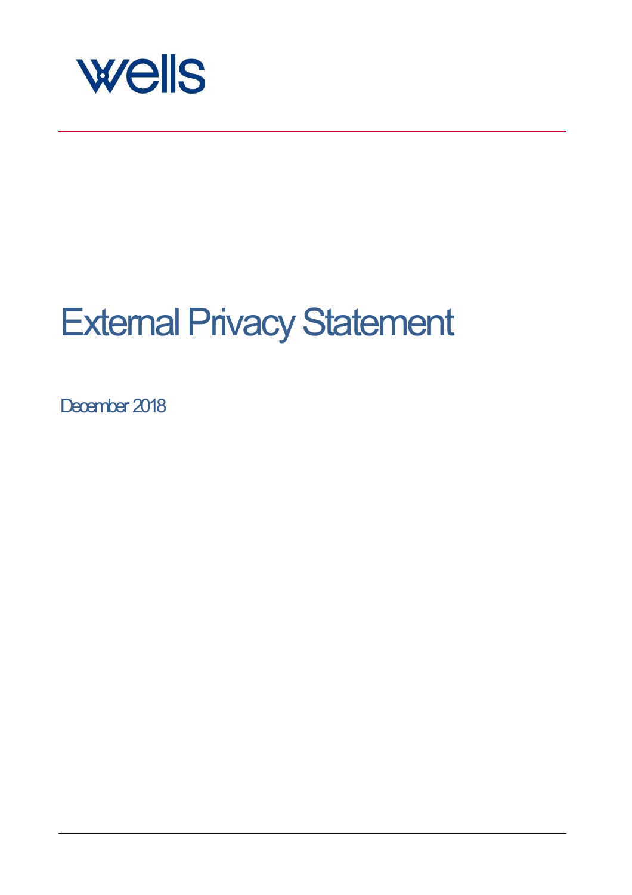wells

# External Privacy Statement

December 2018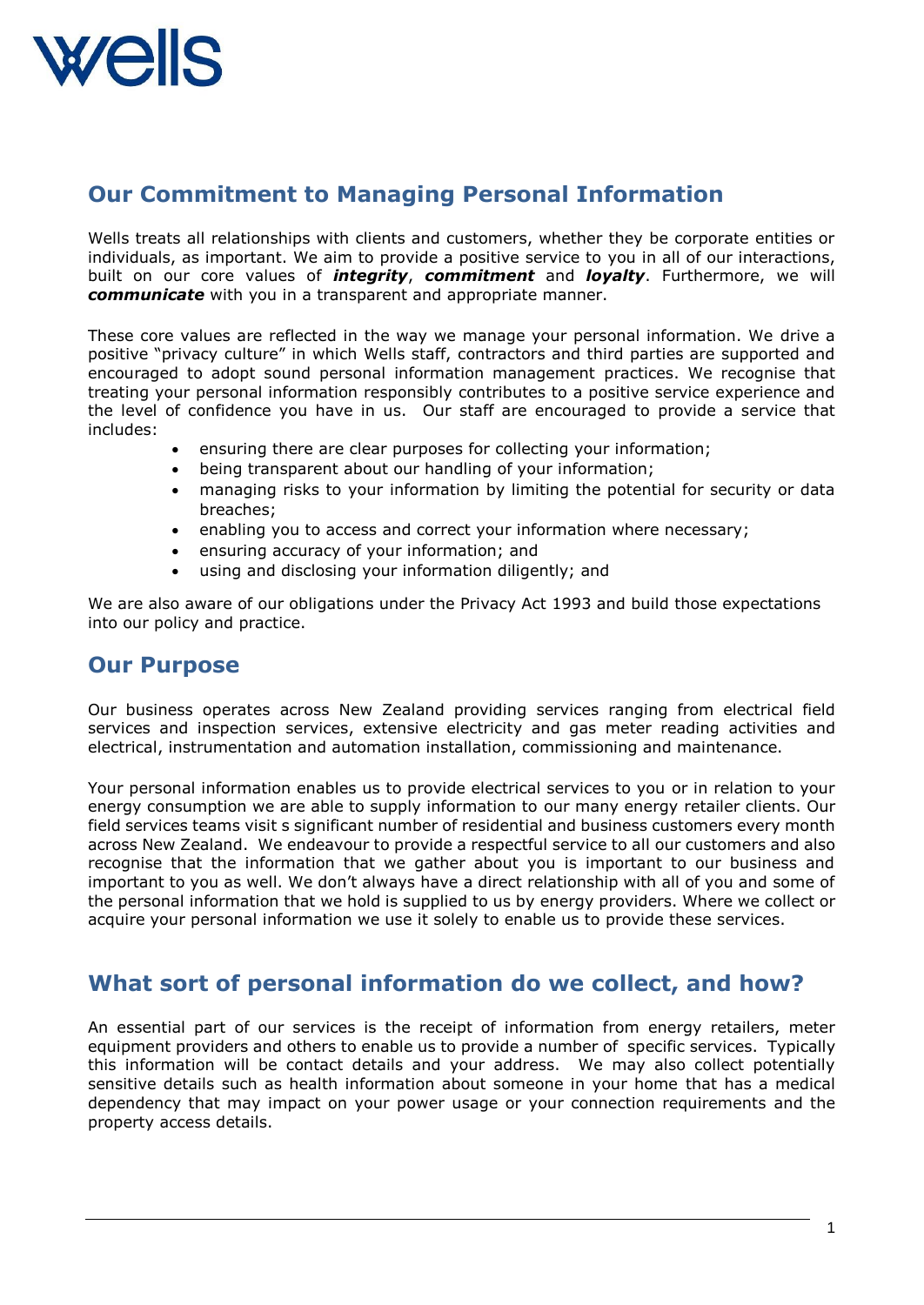wells

## Our Commitment to Managing Personal Information

Wells treats all relationships with clients and customers, whether they be corporate entities or individuals, as important. We aim to provide a positive service to you in all of our interactions, built on our core values of ***integrity***, ***commitment*** and ***loyalty***. Furthermore, we will ***communicate*** with you in a transparent and appropriate manner.

These core values are reflected in the way we manage your personal information. We drive a positive "privacy culture" in which Wells staff, contractors and third parties are supported and encouraged to adopt sound personal information management practices. We recognise that treating your personal information responsibly contributes to a positive service experience and the level of confidence you have in us. Our staff are encouraged to provide a service that includes:

- ensuring there are clear purposes for collecting your information;
- being transparent about our handling of your information;
- managing risks to your information by limiting the potential for security or data breaches;
- enabling you to access and correct your information where necessary;
- ensuring accuracy of your information; and
- using and disclosing your information diligently; and

We are also aware of our obligations under the Privacy Act 1993 and build those expectations into our policy and practice.

## Our Purpose

Our business operates across New Zealand providing services ranging from electrical field services and inspection services, extensive electricity and gas meter reading activities and electrical, instrumentation and automation installation, commissioning and maintenance.

Your personal information enables us to provide electrical services to you or in relation to your energy consumption we are able to supply information to our many energy retailer clients. Our field services teams visit s significant number of residential and business customers every month across New Zealand. We endeavour to provide a respectful service to all our customers and also recognise that the information that we gather about you is important to our business and important to you as well. We don't always have a direct relationship with all of you and some of the personal information that we hold is supplied to us by energy providers. Where we collect or acquire your personal information we use it solely to enable us to provide these services.

## What sort of personal information do we collect, and how?

An essential part of our services is the receipt of information from energy retailers, meter equipment providers and others to enable us to provide a number of specific services. Typically this information will be contact details and your address. We may also collect potentially sensitive details such as health information about someone in your home that has a medical dependency that may impact on your power usage or your connection requirements and the property access details.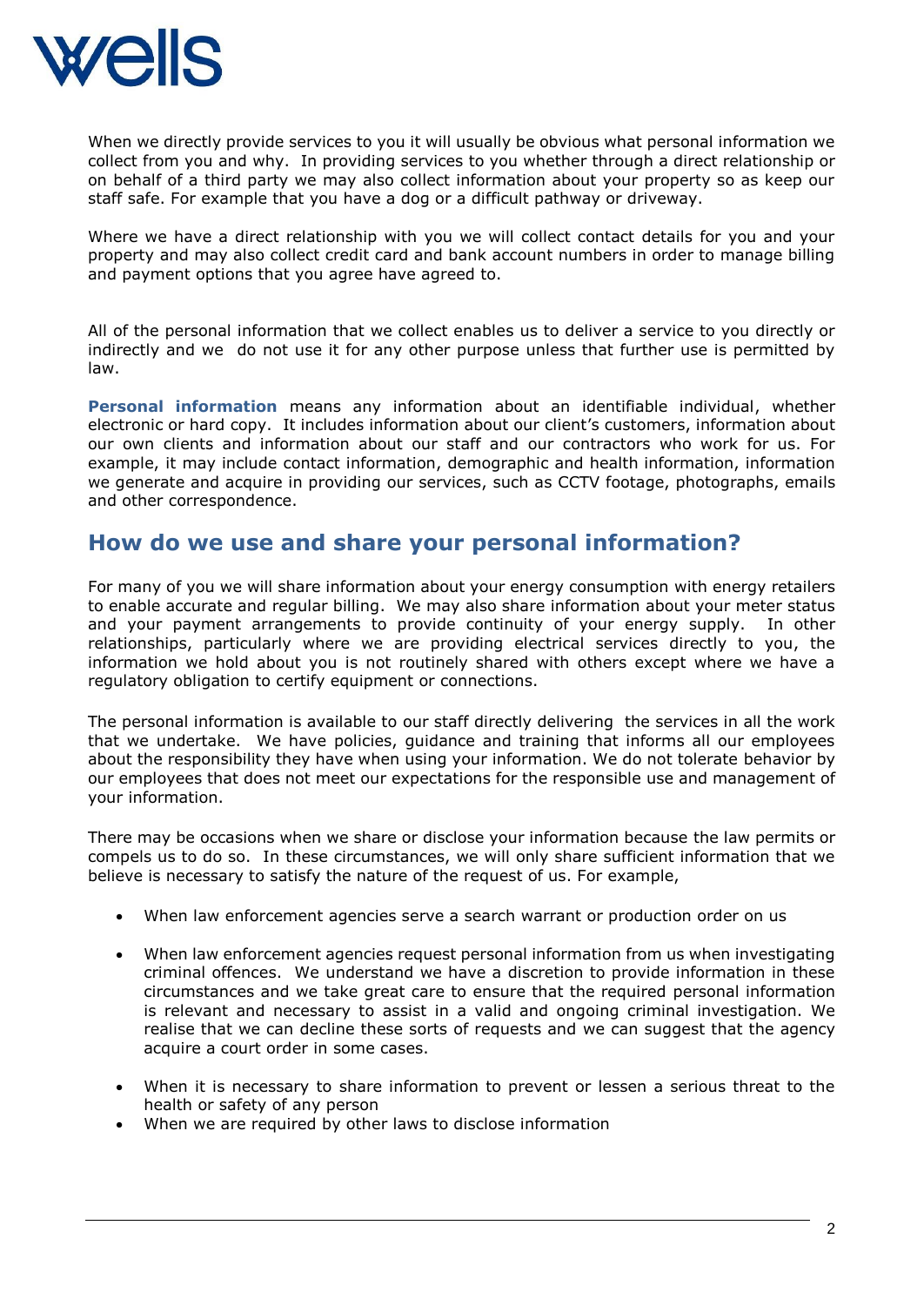When we directly provide services to you it will usually be obvious what personal information we collect from you and why. In providing services to you whether through a direct relationship or on behalf of a third party we may also collect information about your property so as keep our staff safe. For example that you have a dog or a difficult pathway or driveway.

Where we have a direct relationship with you we will collect contact details for you and your property and may also collect credit card and bank account numbers in order to manage billing and payment options that you agree have agreed to.

All of the personal information that we collect enables us to deliver a service to you directly or indirectly and we do not use it for any other purpose unless that further use is permitted by law.

**Personal information** means any information about an identifiable individual, whether electronic or hard copy. It includes information about our client's customers, information about our own clients and information about our staff and our contractors who work for us. For example, it may include contact information, demographic and health information, information we generate and acquire in providing our services, such as CCTV footage, photographs, emails and other correspondence.

## How do we use and share your personal information?

For many of you we will share information about your energy consumption with energy retailers to enable accurate and regular billing. We may also share information about your meter status and your payment arrangements to provide continuity of your energy supply. In other relationships, particularly where we are providing electrical services directly to you, the information we hold about you is not routinely shared with others except where we have a regulatory obligation to certify equipment or connections.

The personal information is available to our staff directly delivering the services in all the work that we undertake. We have policies, guidance and training that informs all our employees about the responsibility they have when using your information. We do not tolerate behavior by our employees that does not meet our expectations for the responsible use and management of your information.

There may be occasions when we share or disclose your information because the law permits or compels us to do so. In these circumstances, we will only share sufficient information that we believe is necessary to satisfy the nature of the request of us. For example,

- When law enforcement agencies serve a search warrant or production order on us
- When law enforcement agencies request personal information from us when investigating criminal offences. We understand we have a discretion to provide information in these circumstances and we take great care to ensure that the required personal information is relevant and necessary to assist in a valid and ongoing criminal investigation. We realise that we can decline these sorts of requests and we can suggest that the agency acquire a court order in some cases.
- When it is necessary to share information to prevent or lessen a serious threat to the health or safety of any person
- When we are required by other laws to disclose information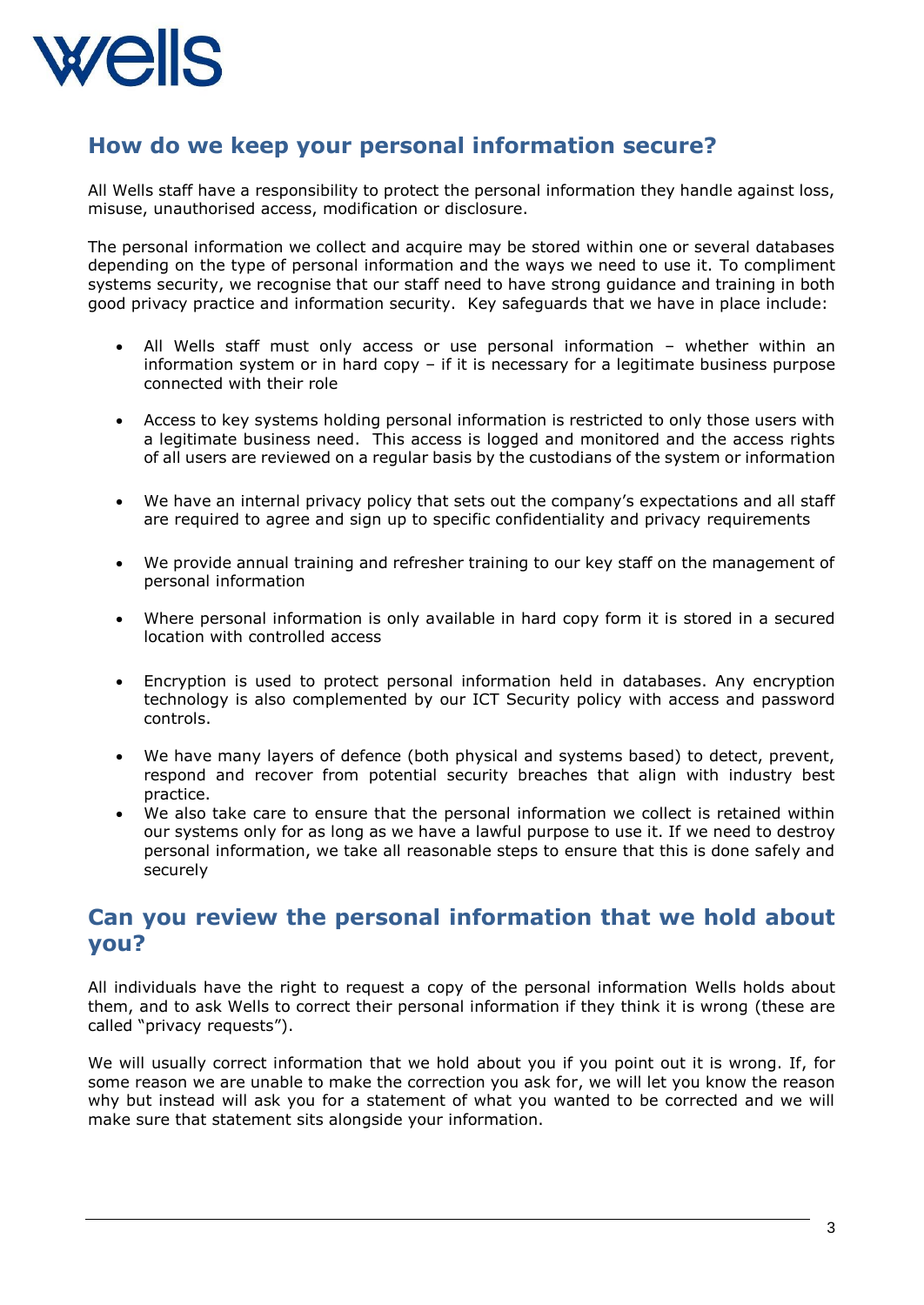## How do we keep your personal information secure?

All Wells staff have a responsibility to protect the personal information they handle against loss, misuse, unauthorised access, modification or disclosure.

The personal information we collect and acquire may be stored within one or several databases depending on the type of personal information and the ways we need to use it. To compliment systems security, we recognise that our staff need to have strong guidance and training in both good privacy practice and information security. Key safeguards that we have in place include:

- All Wells staff must only access or use personal information – whether within an information system or in hard copy – if it is necessary for a legitimate business purpose connected with their role
- Access to key systems holding personal information is restricted to only those users with a legitimate business need. This access is logged and monitored and the access rights of all users are reviewed on a regular basis by the custodians of the system or information
- We have an internal privacy policy that sets out the company's expectations and all staff are required to agree and sign up to specific confidentiality and privacy requirements
- We provide annual training and refresher training to our key staff on the management of personal information
- Where personal information is only available in hard copy form it is stored in a secured location with controlled access
- Encryption is used to protect personal information held in databases. Any encryption technology is also complemented by our ICT Security policy with access and password controls.
- We have many layers of defence (both physical and systems based) to detect, prevent, respond and recover from potential security breaches that align with industry best practice.
- We also take care to ensure that the personal information we collect is retained within our systems only for as long as we have a lawful purpose to use it. If we need to destroy personal information, we take all reasonable steps to ensure that this is done safely and securely

## Can you review the personal information that we hold about you?

All individuals have the right to request a copy of the personal information Wells holds about them, and to ask Wells to correct their personal information if they think it is wrong (these are called "privacy requests").

We will usually correct information that we hold about you if you point out it is wrong. If, for some reason we are unable to make the correction you ask for, we will let you know the reason why but instead will ask you for a statement of what you wanted to be corrected and we will make sure that statement sits alongside your information.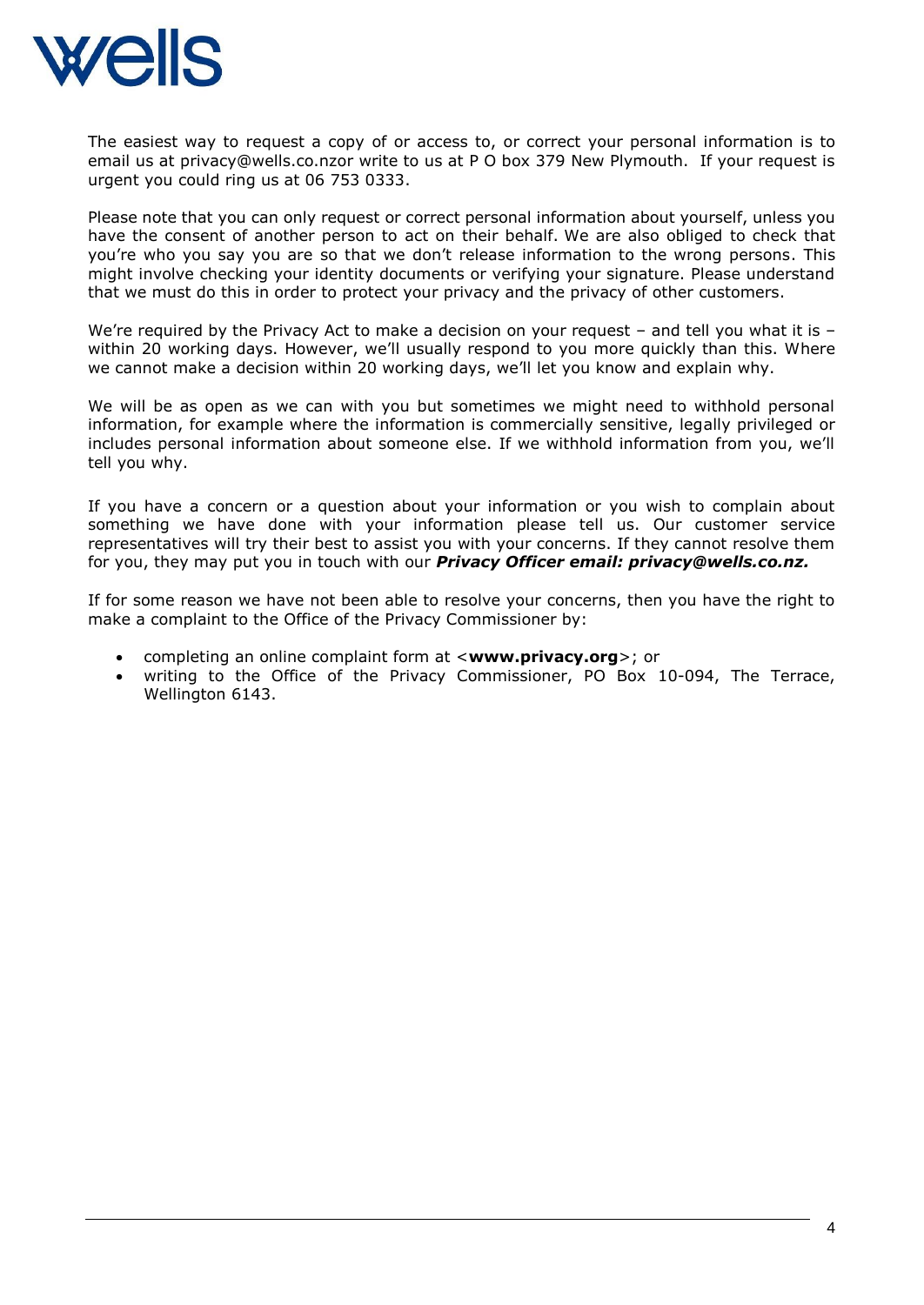The easiest way to request a copy of or access to, or correct your personal information is to email us at privacy@wells.co.nzor write to us at P O box 379 New Plymouth. If your request is urgent you could ring us at 06 753 0333.

Please note that you can only request or correct personal information about yourself, unless you have the consent of another person to act on their behalf. We are also obliged to check that you're who you say you are so that we don't release information to the wrong persons. This might involve checking your identity documents or verifying your signature. Please understand that we must do this in order to protect your privacy and the privacy of other customers.

We're required by the Privacy Act to make a decision on your request – and tell you what it is – within 20 working days. However, we'll usually respond to you more quickly than this. Where we cannot make a decision within 20 working days, we'll let you know and explain why.

We will be as open as we can with you but sometimes we might need to withhold personal information, for example where the information is commercially sensitive, legally privileged or includes personal information about someone else. If we withhold information from you, we'll tell you why.

If you have a concern or a question about your information or you wish to complain about something we have done with your information please tell us. Our customer service representatives will try their best to assist you with your concerns. If they cannot resolve them for you, they may put you in touch with our ***Privacy Officer email: privacy@wells.co.nz.***

If for some reason we have not been able to resolve your concerns, then you have the right to make a complaint to the Office of the Privacy Commissioner by:

- completing an online complaint form at <**www.privacy.org**>; or
- writing to the Office of the Privacy Commissioner, PO Box 10-094, The Terrace, Wellington 6143.